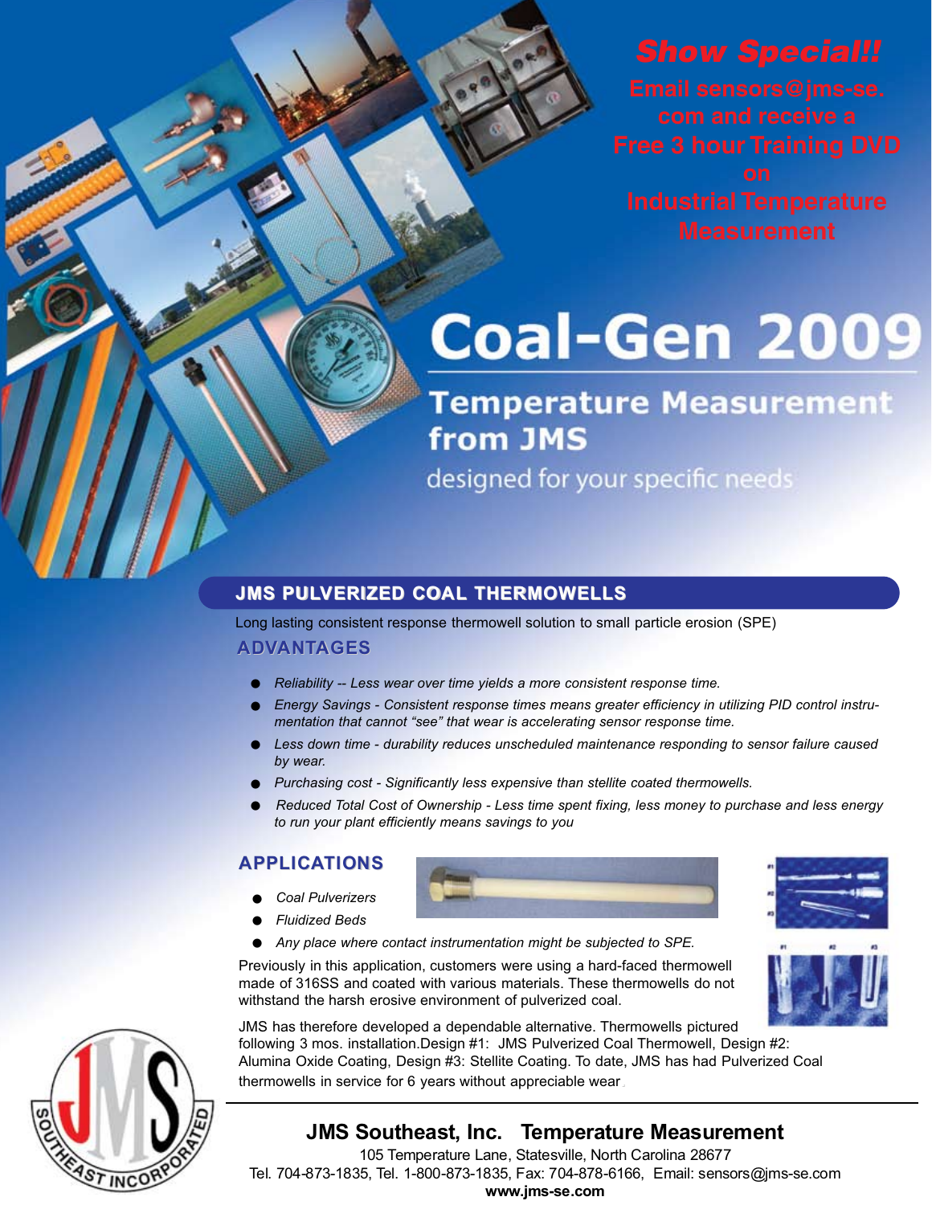**Show Special!!**

**Email sensors@jms-se.com and receive a Free 3 hour Training DVD on Industrial Temperature Measurement**

# Coal-Gen 2009

## Temperature Measurement from JMS

designed for your specific needs

## JMS PULVERIZED COAL THERMOWELLS

Long lasting consistent response thermowell solution to small particle erosion (SPE)

### ADVANTAGES

- *Reliability -- Less wear over time yields a more consistent response time.*
- *Energy Savings - Consistent response times means greater efficiency in utilizing PID control instrumentation that cannot "see" that wear is accelerating sensor response time.*
- *Less down time - durability reduces unscheduled maintenance responding to sensor failure caused by wear.*
- *Purchasing cost - Significantly less expensive than stellite coated thermowells.*
- *Reduced Total Cost of Ownership - Less time spent fixing, less money to purchase and less energy to run your plant efficiently means savings to you*

### APPLICATIONS

- *Coal Pulverizers*
- *Fluidized Beds*
- *Any place where contact instrumentation might be subjected to SPE.*

Previously in this application, customers were using a hard-faced thermowell made of 316SS and coated with various materials. These thermowells do not withstand the harsh erosive environment of pulverized coal.

JMS has therefore developed a dependable alternative. Thermowells pictured following 3 mos. installation.Design #1: JMS Pulverized Coal Thermowell, Design #2: Alumina Oxide Coating, Design #3: Stellite Coating. To date, JMS has had Pulverized Coal thermowells in service for 6 years without appreciable wear.

**JMS Southeast, Inc. Temperature Measurement**

105 Temperature Lane, Statesville, North Carolina 28677

Tel. 704-873-1835, Tel. 1-800-873-1835, Fax: 704-878-6166, Email: sensors@jms-se.com

**www.jms-se.com**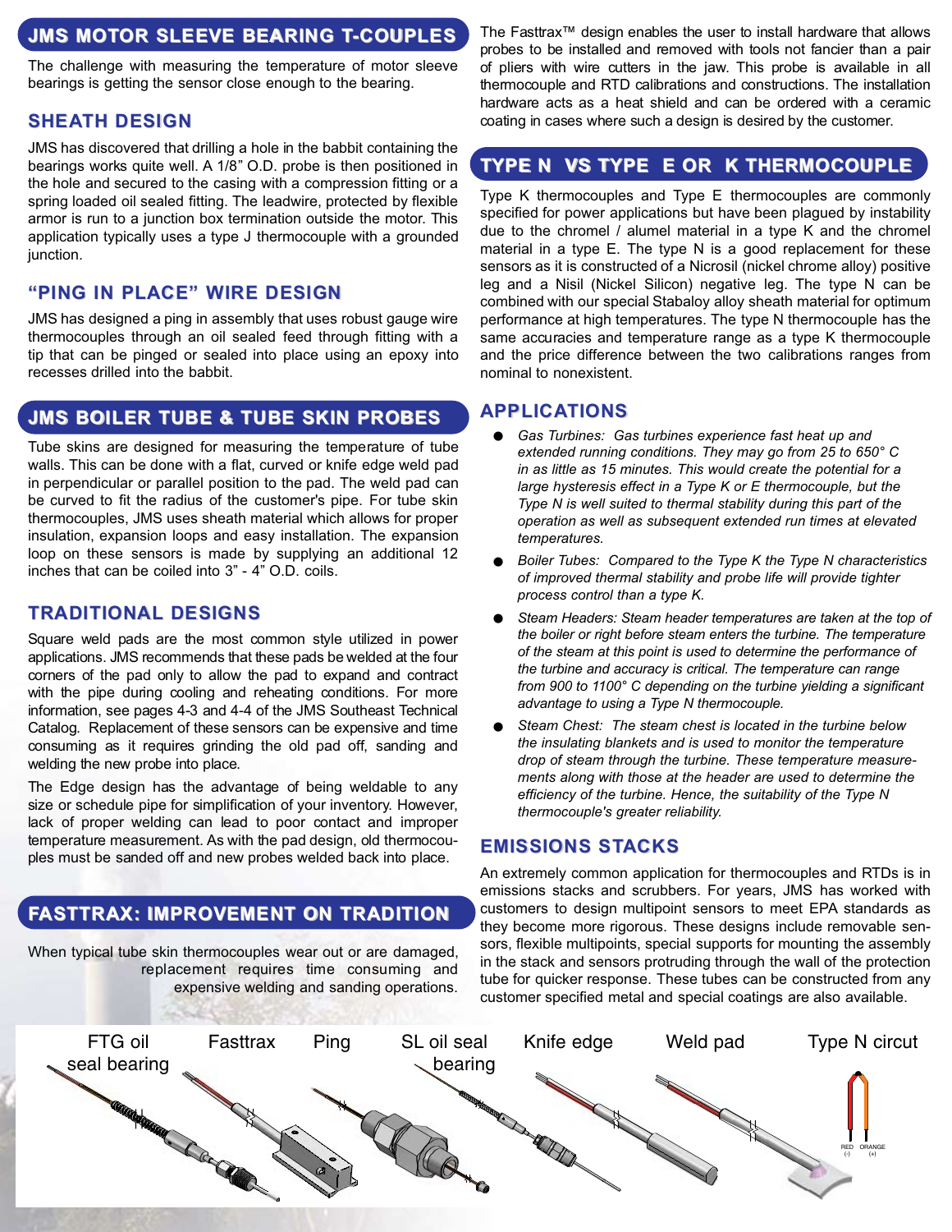## JMS MOTOR SLEEVE BEARING T-COUPLES

The challenge with measuring the temperature of motor sleeve bearings is getting the sensor close enough to the bearing.

### SHEATH DESIGN

JMS has discovered that drilling a hole in the babbit containing the bearings works quite well. A 1/8" O.D. probe is then positioned in the hole and secured to the casing with a compression fitting or a spring loaded oil sealed fitting. The leadwire, protected by flexible armor is run to a junction box termination outside the motor. This application typically uses a type J thermocouple with a grounded junction.

### "PING IN PLACE" WIRE DESIGN

JMS has designed a ping in assembly that uses robust gauge wire thermocouples through an oil sealed feed through fitting with a tip that can be pinged or sealed into place using an epoxy into recesses drilled into the babbit.

## JMS BOILER TUBE & TUBE SKIN PROBES

Tube skins are designed for measuring the temperature of tube walls. This can be done with a flat, curved or knife edge weld pad in perpendicular or parallel position to the pad. The weld pad can be curved to fit the radius of the customer's pipe. For tube skin thermocouples, JMS uses sheath material which allows for proper insulation, expansion loops and easy installation. The expansion loop on these sensors is made by supplying an additional 12 inches that can be coiled into 3" - 4" O.D. coils.

### TRADITIONAL DESIGNS

Square weld pads are the most common style utilized in power applications. JMS recommends that these pads be welded at the four corners of the pad only to allow the pad to expand and contract with the pipe during cooling and reheating conditions. For more information, see pages 4-3 and 4-4 of the JMS Southeast Technical Catalog. Replacement of these sensors can be expensive and time consuming as it requires grinding the old pad off, sanding and welding the new probe into place.

The Edge design has the advantage of being weldable to any size or schedule pipe for simplification of your inventory. However, lack of proper welding can lead to poor contact and improper temperature measurement. As with the pad design, old thermocouples must be sanded off and new probes welded back into place.

## FASTTRAX: IMPROVEMENT ON TRADITION

When typical tube skin thermocouples wear out or are damaged, replacement requires time consuming and expensive welding and sanding operations.

The Fasttrax™ design enables the user to install hardware that allows probes to be installed and removed with tools not fancier than a pair of pliers with wire cutters in the jaw. This probe is available in all thermocouple and RTD calibrations and constructions. The installation hardware acts as a heat shield and can be ordered with a ceramic coating in cases where such a design is desired by the customer.

## TYPE N VS TYPE E OR K THERMOCOUPLE

Type K thermocouples and Type E thermocouples are commonly specified for power applications but have been plagued by instability due to the chromel / alumel material in a type K and the chromel material in a type E. The type N is a good replacement for these sensors as it is constructed of a Nicrosil (nickel chrome alloy) positive leg and a Nisil (Nickel Silicon) negative leg. The type N can be combined with our special Stabaloy alloy sheath material for optimum performance at high temperatures. The type N thermocouple has the same accuracies and temperature range as a type K thermocouple and the price difference between the two calibrations ranges from nominal to nonexistent.

## APPLICATIONS

- *Gas Turbines: Gas turbines experience fast heat up and extended running conditions. They may go from 25 to 650° C in as little as 15 minutes. This would create the potential for a large hysteresis effect in a Type K or E thermocouple, but the Type N is well suited to thermal stability during this part of the operation as well as subsequent extended run times at elevated temperatures.*
- *Boiler Tubes: Compared to the Type K the Type N characteristics of improved thermal stability and probe life will provide tighter process control than a type K.*
- *Steam Headers: Steam header temperatures are taken at the top of the boiler or right before steam enters the turbine. The temperature of the steam at this point is used to determine the performance of the turbine and accuracy is critical. The temperature can range from 900 to 1100° C depending on the turbine yielding a significant advantage to using a Type N thermocouple.*
- *Steam Chest: The steam chest is located in the turbine below the insulating blankets and is used to monitor the temperature drop of steam through the turbine. These temperature measurements along with those at the header are used to determine the efficiency of the turbine. Hence, the suitability of the Type N thermocouple's greater reliability.*

## EMISSIONS STACKS

An extremely common application for thermocouples and RTDs is in emissions stacks and scrubbers. For years, JMS has worked with customers to design multipoint sensors to meet EPA standards as they become more rigorous. These designs include removable sensors, flexible multipoints, special supports for mounting the assembly in the stack and sensors protruding through the wall of the protection tube for quicker response. These tubes can be constructed from any customer specified metal and special coatings are also available.

FTG oil seal bearing
Fasttrax
Ping
SL oil seal bearing
Knife edge
Weld pad
Type N circut
RED (-) ORANGE (+)